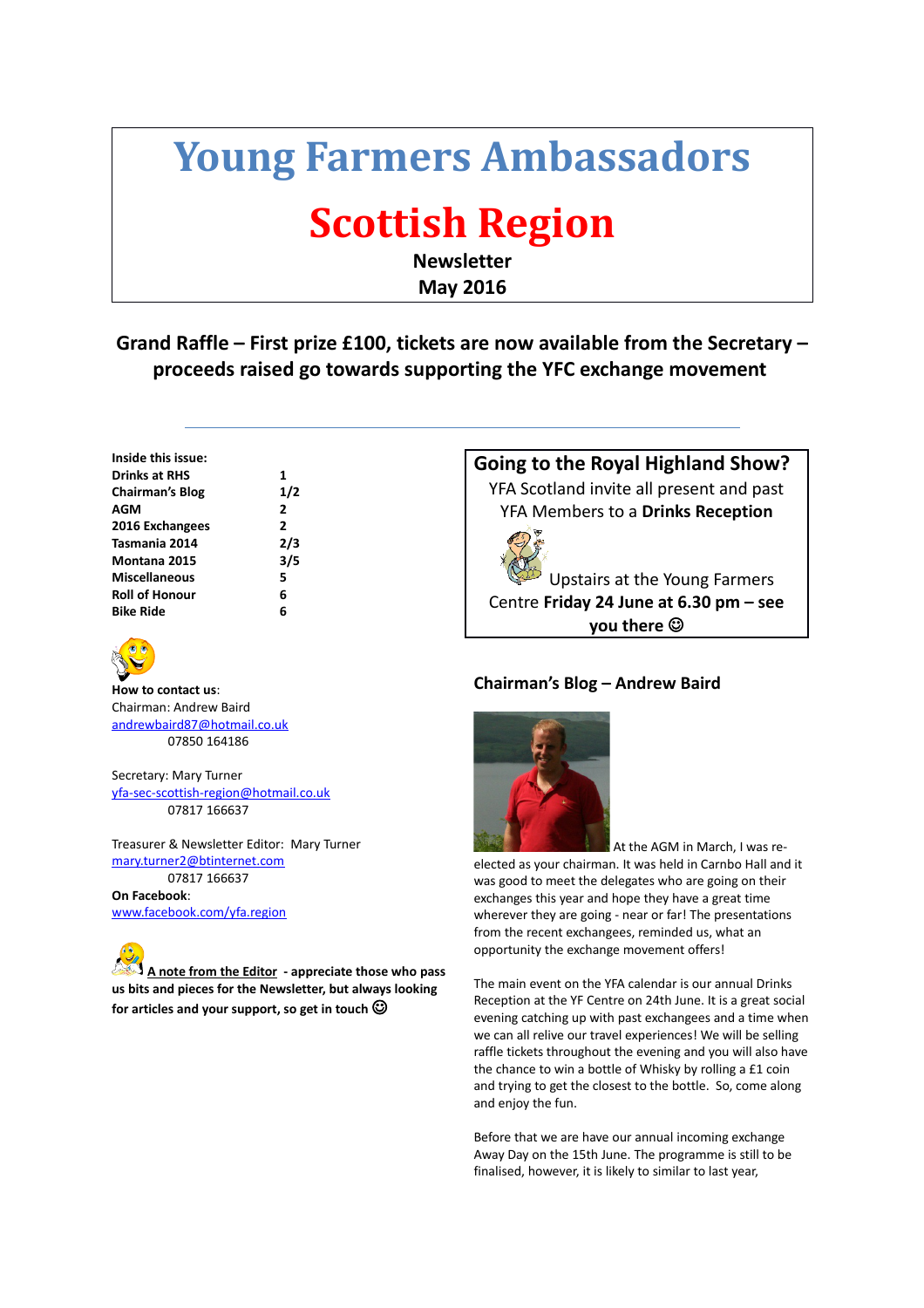# Young Farmers Ambassadors

# Scottish Region

**Newsletter**
**May 2016**

## Grand Raffle – First prize £100, tickets are now available from the Secretary – proceeds raised go towards supporting the YFC exchange movement

**Inside this issue:**

| | |
|---|---|
| **Drinks at RHS** | **1** |
| **Chairman's Blog** | **1/2** |
| **AGM** | **2** |
| **2016 Exchangees** | **2** |
| **Tasmania 2014** | **2/3** |
| **Montana 2015** | **3/5** |
| **Miscellaneous** | **5** |
| **Roll of Honour** | **6** |
| **Bike Ride** | **6** |

**How to contact us**:
Chairman: Andrew Baird
andrewbaird87@hotmail.co.uk
07850 164186

Secretary: Mary Turner
yfa-sec-scottish-region@hotmail.co.uk
07817 166637

Treasurer & Newsletter Editor: Mary Turner
mary.turner2@btinternet.com
07817 166637

**On Facebook**:
www.facebook.com/yfa.region

**A note from the Editor - appreciate those who pass us bits and pieces for the Newsletter, but always looking for articles and your support, so get in touch ☺**

## Going to the Royal Highland Show?

YFA Scotland invite all present and past YFA Members to a **Drinks Reception**

Upstairs at the Young Farmers Centre **Friday 24 June at 6.30 pm – see you there ☺**

## Chairman's Blog – Andrew Baird

At the AGM in March, I was re-elected as your chairman. It was held in Carnbo Hall and it was good to meet the delegates who are going on their exchanges this year and hope they have a great time wherever they are going - near or far! The presentations from the recent exchangees, reminded us, what an opportunity the exchange movement offers!

The main event on the YFA calendar is our annual Drinks Reception at the YF Centre on 24th June. It is a great social evening catching up with past exchangees and a time when we can all relive our travel experiences! We will be selling raffle tickets throughout the evening and you will also have the chance to win a bottle of Whisky by rolling a £1 coin and trying to get the closest to the bottle. So, come along and enjoy the fun.

Before that we are have our annual incoming exchange Away Day on the 15th June. The programme is still to be finalised, however, it is likely to similar to last year,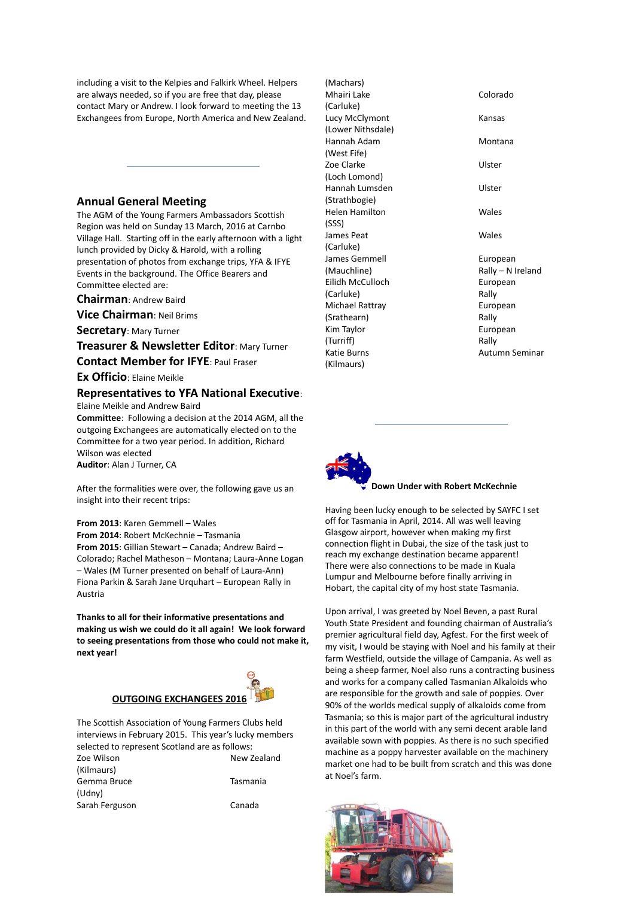including a visit to the Kelpies and Falkirk Wheel. Helpers are always needed, so if you are free that day, please contact Mary or Andrew. I look forward to meeting the 13 Exchangees from Europe, North America and New Zealand.

## Annual General Meeting

The AGM of the Young Farmers Ambassadors Scottish Region was held on Sunday 13 March, 2016 at Carnbo Village Hall. Starting off in the early afternoon with a light lunch provided by Dicky & Harold, with a rolling presentation of photos from exchange trips, YFA & IFYE Events in the background. The Office Bearers and Committee elected are:

**Chairman**: Andrew Baird

**Vice Chairman**: Neil Brims

**Secretary**: Mary Turner

**Treasurer & Newsletter Editor**: Mary Turner

**Contact Member for IFYE**: Paul Fraser

**Ex Officio**: Elaine Meikle

**Representatives to YFA National Executive**: Elaine Meikle and Andrew Baird

**Committee**: Following a decision at the 2014 AGM, all the outgoing Exchangees are automatically elected on to the Committee for a two year period. In addition, Richard Wilson was elected

**Auditor**: Alan J Turner, CA

After the formalities were over, the following gave us an insight into their recent trips:

**From 2013**: Karen Gemmell – Wales
**From 2014**: Robert McKechnie – Tasmania
**From 2015**: Gillian Stewart – Canada; Andrew Baird – Colorado; Rachel Matheson – Montana; Laura-Anne Logan – Wales (M Turner presented on behalf of Laura-Ann) Fiona Parkin & Sarah Jane Urquhart – European Rally in Austria

**Thanks to all for their informative presentations and making us wish we could do it all again! We look forward to seeing presentations from those who could not make it, next year!**

## OUTGOING EXCHANGEES 2016

The Scottish Association of Young Farmers Clubs held interviews in February 2015. This year's lucky members selected to represent Scotland are as follows:

| Name | Destination |
|---|---|
| Zoe Wilson (Kilmaurs) | New Zealand |
| Gemma Bruce (Udny) | Tasmania |
| Sarah Ferguson (Machars) | Canada |
| Mhairi Lake (Carluke) | Colorado |
| Lucy McClymont (Lower Nithsdale) | Kansas |
| Hannah Adam (West Fife) | Montana |
| Zoe Clarke (Loch Lomond) | Ulster |
| Hannah Lumsden (Strathbogie) | Ulster |
| Helen Hamilton (SSS) | Wales |
| James Peat (Carluke) | Wales |
| James Gemmell (Mauchline) | European Rally – N Ireland |
| Eilidh McCulloch (Carluke) | European Rally |
| Michael Rattray (Srathearn) | European Rally |
| Kim Taylor (Turriff) | European Rally |
| Katie Burns (Kilmaurs) | Autumn Seminar |

### Down Under with Robert McKechnie

Having been lucky enough to be selected by SAYFC I set off for Tasmania in April, 2014. All was well leaving Glasgow airport, however when making my first connection flight in Dubai, the size of the task just to reach my exchange destination became apparent! There were also connections to be made in Kuala Lumpur and Melbourne before finally arriving in Hobart, the capital city of my host state Tasmania.

Upon arrival, I was greeted by Noel Beven, a past Rural Youth State President and founding chairman of Australia's premier agricultural field day, Agfest. For the first week of my visit, I would be staying with Noel and his family at their farm Westfield, outside the village of Campania. As well as being a sheep farmer, Noel also runs a contracting business and works for a company called Tasmanian Alkaloids who are responsible for the growth and sale of poppies. Over 90% of the worlds medical supply of alkaloids come from Tasmania; so this is major part of the agricultural industry in this part of the world with any semi decent arable land available sown with poppies. As there is no such specified machine as a poppy harvester available on the machinery market one had to be built from scratch and this was done at Noel's farm.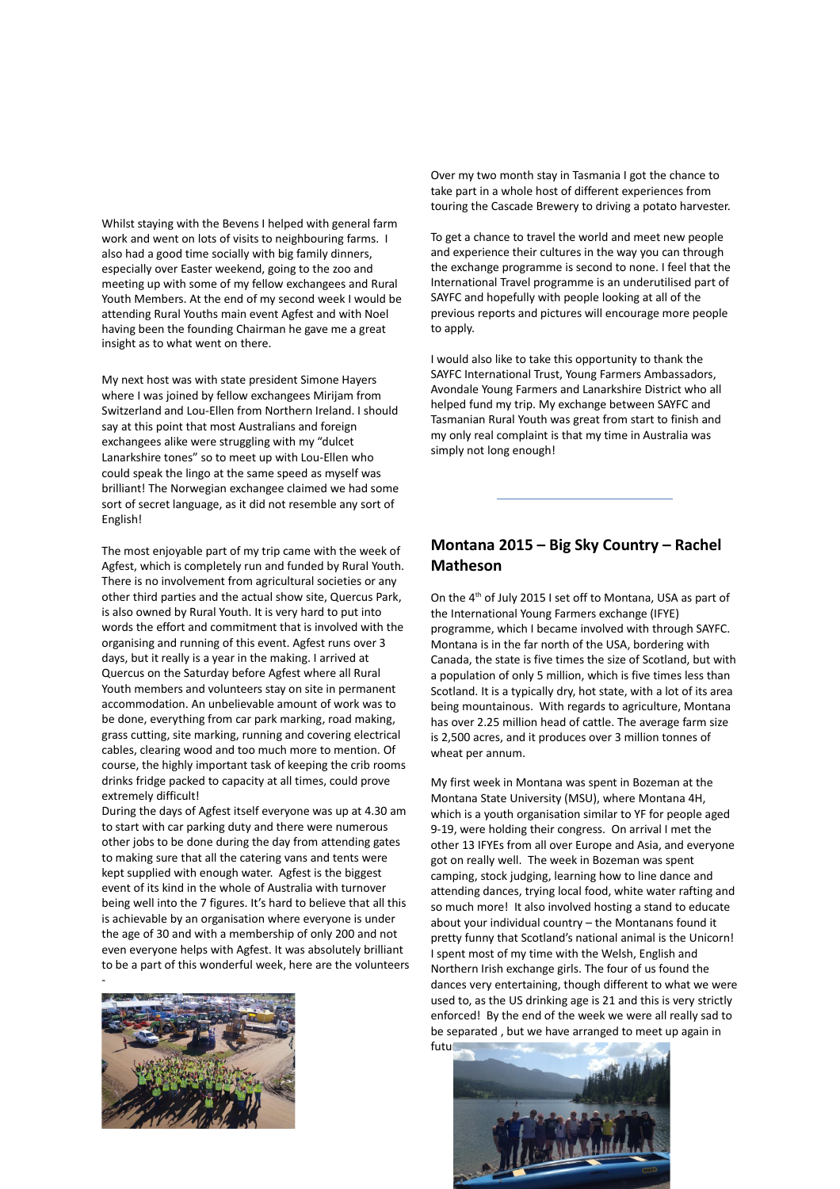Whilst staying with the Bevens I helped with general farm work and went on lots of visits to neighbouring farms. I also had a good time socially with big family dinners, especially over Easter weekend, going to the zoo and meeting up with some of my fellow exchangees and Rural Youth Members. At the end of my second week I would be attending Rural Youths main event Agfest and with Noel having been the founding Chairman he gave me a great insight as to what went on there.

My next host was with state president Simone Hayers where I was joined by fellow exchangees Mirijam from Switzerland and Lou-Ellen from Northern Ireland. I should say at this point that most Australians and foreign exchangees alike were struggling with my "dulcet Lanarkshire tones" so to meet up with Lou-Ellen who could speak the lingo at the same speed as myself was brilliant! The Norwegian exchangee claimed we had some sort of secret language, as it did not resemble any sort of English!

The most enjoyable part of my trip came with the week of Agfest, which is completely run and funded by Rural Youth. There is no involvement from agricultural societies or any other third parties and the actual show site, Quercus Park, is also owned by Rural Youth. It is very hard to put into words the effort and commitment that is involved with the organising and running of this event. Agfest runs over 3 days, but it really is a year in the making. I arrived at Quercus on the Saturday before Agfest where all Rural Youth members and volunteers stay on site in permanent accommodation. An unbelievable amount of work was to be done, everything from car park marking, road making, grass cutting, site marking, running and covering electrical cables, clearing wood and too much more to mention. Of course, the highly important task of keeping the crib rooms drinks fridge packed to capacity at all times, could prove extremely difficult!

During the days of Agfest itself everyone was up at 4.30 am to start with car parking duty and there were numerous other jobs to be done during the day from attending gates to making sure that all the catering vans and tents were kept supplied with enough water. Agfest is the biggest event of its kind in the whole of Australia with turnover being well into the 7 figures. It's hard to believe that all this is achievable by an organisation where everyone is under the age of 30 and with a membership of only 200 and not even everyone helps with Agfest. It was absolutely brilliant to be a part of this wonderful week, here are the volunteers -

Over my two month stay in Tasmania I got the chance to take part in a whole host of different experiences from touring the Cascade Brewery to driving a potato harvester.

To get a chance to travel the world and meet new people and experience their cultures in the way you can through the exchange programme is second to none. I feel that the International Travel programme is an underutilised part of SAYFC and hopefully with people looking at all of the previous reports and pictures will encourage more people to apply.

I would also like to take this opportunity to thank the SAYFC International Trust, Young Farmers Ambassadors, Avondale Young Farmers and Lanarkshire District who all helped fund my trip. My exchange between SAYFC and Tasmanian Rural Youth was great from start to finish and my only real complaint is that my time in Australia was simply not long enough!

---

## Montana 2015 – Big Sky Country – Rachel Matheson

On the 4th of July 2015 I set off to Montana, USA as part of the International Young Farmers exchange (IFYE) programme, which I became involved with through SAYFC. Montana is in the far north of the USA, bordering with Canada, the state is five times the size of Scotland, but with a population of only 5 million, which is five times less than Scotland. It is a typically dry, hot state, with a lot of its area being mountainous. With regards to agriculture, Montana has over 2.25 million head of cattle. The average farm size is 2,500 acres, and it produces over 3 million tonnes of wheat per annum.

My first week in Montana was spent in Bozeman at the Montana State University (MSU), where Montana 4H, which is a youth organisation similar to YF for people aged 9-19, were holding their congress. On arrival I met the other 13 IFYEs from all over Europe and Asia, and everyone got on really well. The week in Bozeman was spent camping, stock judging, learning how to line dance and attending dances, trying local food, white water rafting and so much more! It also involved hosting a stand to educate about your individual country – the Montanans found it pretty funny that Scotland's national animal is the Unicorn! I spent most of my time with the Welsh, English and Northern Irish exchange girls. The four of us found the dances very entertaining, though different to what we were used to, as the US drinking age is 21 and this is very strictly enforced! By the end of the week we were all really sad to be separated , but we have arranged to meet up again in futu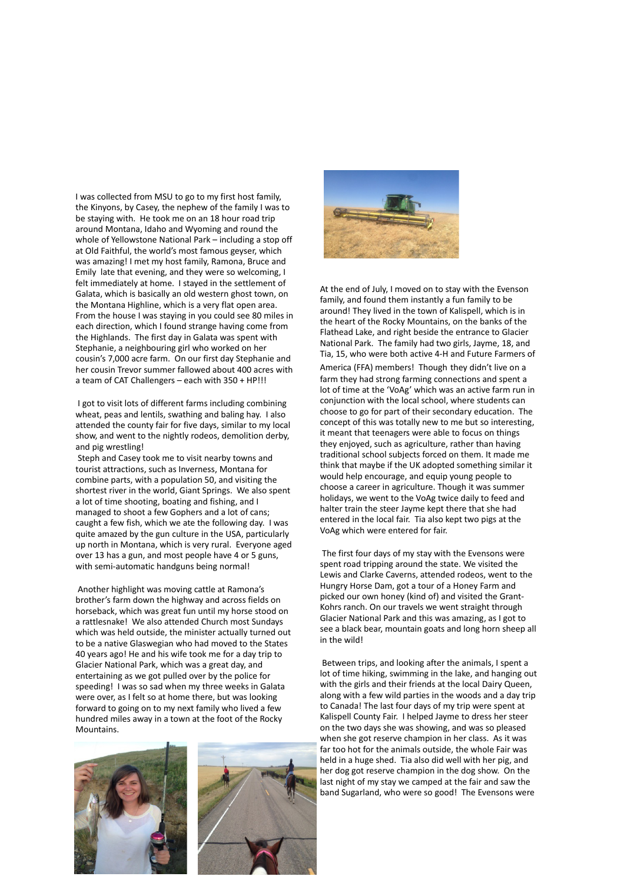I was collected from MSU to go to my first host family, the Kinyons, by Casey, the nephew of the family I was to be staying with. He took me on an 18 hour road trip around Montana, Idaho and Wyoming and round the whole of Yellowstone National Park – including a stop off at Old Faithful, the world's most famous geyser, which was amazing! I met my host family, Ramona, Bruce and Emily late that evening, and they were so welcoming, I felt immediately at home. I stayed in the settlement of Galata, which is basically an old western ghost town, on the Montana Highline, which is a very flat open area. From the house I was staying in you could see 80 miles in each direction, which I found strange having come from the Highlands. The first day in Galata was spent with Stephanie, a neighbouring girl who worked on her cousin's 7,000 acre farm. On our first day Stephanie and her cousin Trevor summer fallowed about 400 acres with a team of CAT Challengers – each with 350 + HP!!!

I got to visit lots of different farms including combining wheat, peas and lentils, swathing and baling hay. I also attended the county fair for five days, similar to my local show, and went to the nightly rodeos, demolition derby, and pig wrestling!

Steph and Casey took me to visit nearby towns and tourist attractions, such as Inverness, Montana for combine parts, with a population 50, and visiting the shortest river in the world, Giant Springs. We also spent a lot of time shooting, boating and fishing, and I managed to shoot a few Gophers and a lot of cans; caught a few fish, which we ate the following day. I was quite amazed by the gun culture in the USA, particularly up north in Montana, which is very rural. Everyone aged over 13 has a gun, and most people have 4 or 5 guns, with semi-automatic handguns being normal!

Another highlight was moving cattle at Ramona's brother's farm down the highway and across fields on horseback, which was great fun until my horse stood on a rattlesnake! We also attended Church most Sundays which was held outside, the minister actually turned out to be a native Glaswegian who had moved to the States 40 years ago! He and his wife took me for a day trip to Glacier National Park, which was a great day, and entertaining as we got pulled over by the police for speeding! I was so sad when my three weeks in Galata were over, as I felt so at home there, but was looking forward to going on to my next family who lived a few hundred miles away in a town at the foot of the Rocky Mountains.

At the end of July, I moved on to stay with the Evenson family, and found them instantly a fun family to be around! They lived in the town of Kalispell, which is in the heart of the Rocky Mountains, on the banks of the Flathead Lake, and right beside the entrance to Glacier National Park. The family had two girls, Jayme, 18, and Tia, 15, who were both active 4-H and Future Farmers of America (FFA) members! Though they didn't live on a farm they had strong farming connections and spent a lot of time at the 'VoAg' which was an active farm run in conjunction with the local school, where students can choose to go for part of their secondary education. The concept of this was totally new to me but so interesting, it meant that teenagers were able to focus on things they enjoyed, such as agriculture, rather than having traditional school subjects forced on them. It made me think that maybe if the UK adopted something similar it would help encourage, and equip young people to choose a career in agriculture. Though it was summer holidays, we went to the VoAg twice daily to feed and halter train the steer Jayme kept there that she had entered in the local fair. Tia also kept two pigs at the VoAg which were entered for fair.

The first four days of my stay with the Evensons were spent road tripping around the state. We visited the Lewis and Clarke Caverns, attended rodeos, went to the Hungry Horse Dam, got a tour of a Honey Farm and picked our own honey (kind of) and visited the Grant-Kohrs ranch. On our travels we went straight through Glacier National Park and this was amazing, as I got to see a black bear, mountain goats and long horn sheep all in the wild!

Between trips, and looking after the animals, I spent a lot of time hiking, swimming in the lake, and hanging out with the girls and their friends at the local Dairy Queen, along with a few wild parties in the woods and a day trip to Canada! The last four days of my trip were spent at Kalispell County Fair. I helped Jayme to dress her steer on the two days she was showing, and was so pleased when she got reserve champion in her class. As it was far too hot for the animals outside, the whole Fair was held in a huge shed. Tia also did well with her pig, and her dog got reserve champion in the dog show. On the last night of my stay we camped at the fair and saw the band Sugarland, who were so good! The Evensons were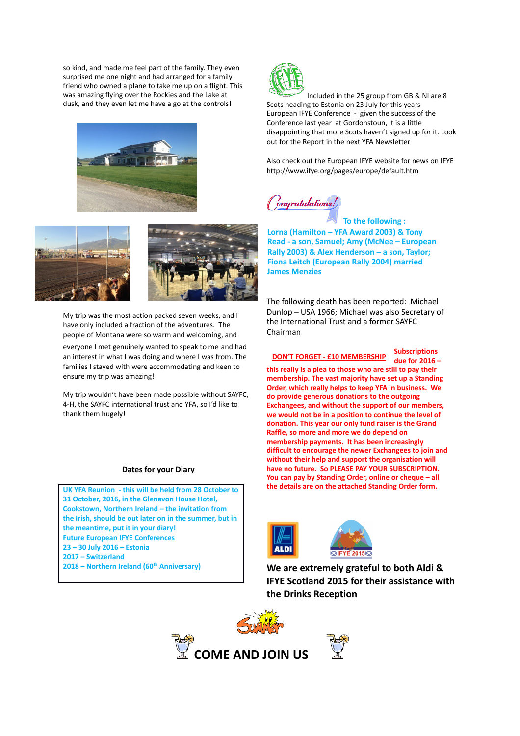so kind, and made me feel part of the family. They even surprised me one night and had arranged for a family friend who owned a plane to take me up on a flight. This was amazing flying over the Rockies and the Lake at dusk, and they even let me have a go at the controls!

My trip was the most action packed seven weeks, and I have only included a fraction of the adventures. The people of Montana were so warm and welcoming, and everyone I met genuinely wanted to speak to me and had an interest in what I was doing and where I was from. The families I stayed with were accommodating and keen to ensure my trip was amazing!

My trip wouldn't have been made possible without SAYFC, 4-H, the SAYFC international trust and YFA, so I'd like to thank them hugely!

## Dates for your Diary

**UK YFA Reunion - this will be held from 28 October to 31 October, 2016, in the Glenavon House Hotel, Cookstown, Northern Ireland – the invitation from the Irish, should be out later on in the summer, but in the meantime, put it in your diary!**

**Future European IFYE Conferences**
**23 – 30 July 2016 – Estonia**
**2017 – Switzerland**
**2018 – Northern Ireland (60th Anniversary)**

Included in the 25 group from GB & NI are 8 Scots heading to Estonia on 23 July for this years European IFYE Conference - given the success of the Conference last year at Gordonstoun, it is a little disappointing that more Scots haven't signed up for it. Look out for the Report in the next YFA Newsletter

Also check out the European IFYE website for news on IFYE http://www.ifye.org/pages/europe/default.htm

*Congratulations!*

**To the following :**
**Lorna (Hamilton – YFA Award 2003) & Tony Read - a son, Samuel; Amy (McNee – European Rally 2003) & Alex Henderson – a son, Taylor; Fiona Leitch (European Rally 2004) married James Menzies**

The following death has been reported: Michael Dunlop – USA 1966; Michael was also Secretary of the International Trust and a former SAYFC Chairman

**DON'T FORGET - £10 MEMBERSHIP Subscriptions due for 2016 – this really is a plea to those who are still to pay their membership. The vast majority have set up a Standing Order, which really helps to keep YFA in business. We do provide generous donations to the outgoing Exchangees, and without the support of our members, we would not be in a position to continue the level of donation. This year our only fund raiser is the Grand Raffle, so more and more we do depend on membership payments. It has been increasingly difficult to encourage the newer Exchangees to join and without their help and support the organisation will have no future. So PLEASE PAY YOUR SUBSCRIPTION. You can pay by Standing Order, online or cheque – all the details are on the attached Standing Order form.**

**We are extremely grateful to both Aldi & IFYE Scotland 2015 for their assistance with the Drinks Reception**

Summer

**COME AND JOIN US**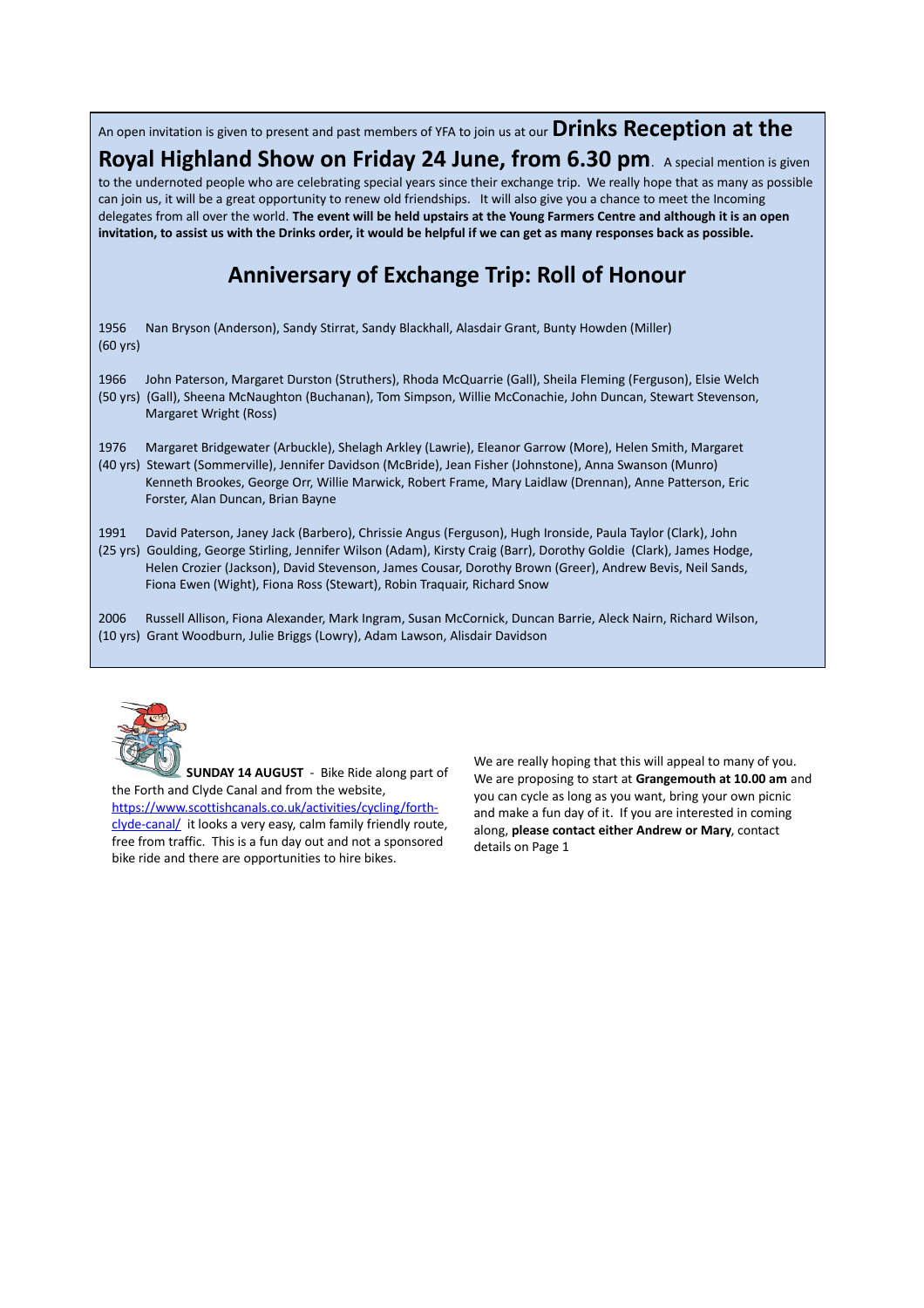An open invitation is given to present and past members of YFA to join us at our **Drinks Reception at the Royal Highland Show on Friday 24 June, from 6.30 pm**. A special mention is given to the undernoted people who are celebrating special years since their exchange trip. We really hope that as many as possible can join us, it will be a great opportunity to renew old friendships. It will also give you a chance to meet the Incoming delegates from all over the world. **The event will be held upstairs at the Young Farmers Centre and although it is an open invitation, to assist us with the Drinks order, it would be helpful if we can get as many responses back as possible.**

## Anniversary of Exchange Trip: Roll of Honour

1956 (60 yrs) Nan Bryson (Anderson), Sandy Stirrat, Sandy Blackhall, Alasdair Grant, Bunty Howden (Miller)

1966 (50 yrs) John Paterson, Margaret Durston (Struthers), Rhoda McQuarrie (Gall), Sheila Fleming (Ferguson), Elsie Welch (Gall), Sheena McNaughton (Buchanan), Tom Simpson, Willie McConachie, John Duncan, Stewart Stevenson, Margaret Wright (Ross)

1976 (40 yrs) Margaret Bridgewater (Arbuckle), Shelagh Arkley (Lawrie), Eleanor Garrow (More), Helen Smith, Margaret Stewart (Sommerville), Jennifer Davidson (McBride), Jean Fisher (Johnstone), Anna Swanson (Munro) Kenneth Brookes, George Orr, Willie Marwick, Robert Frame, Mary Laidlaw (Drennan), Anne Patterson, Eric Forster, Alan Duncan, Brian Bayne

1991 (25 yrs) David Paterson, Janey Jack (Barbero), Chrissie Angus (Ferguson), Hugh Ironside, Paula Taylor (Clark), John Goulding, George Stirling, Jennifer Wilson (Adam), Kirsty Craig (Barr), Dorothy Goldie (Clark), James Hodge, Helen Crozier (Jackson), David Stevenson, James Cousar, Dorothy Brown (Greer), Andrew Bevis, Neil Sands, Fiona Ewen (Wight), Fiona Ross (Stewart), Robin Traquair, Richard Snow

2006 (10 yrs) Russell Allison, Fiona Alexander, Mark Ingram, Susan McCornick, Duncan Barrie, Aleck Nairn, Richard Wilson, Grant Woodburn, Julie Briggs (Lowry), Adam Lawson, Alisdair Davidson

**SUNDAY 14 AUGUST** - Bike Ride along part of the Forth and Clyde Canal and from the website, https://www.scottishcanals.co.uk/activities/cycling/forth-clyde-canal/ it looks a very easy, calm family friendly route, free from traffic. This is a fun day out and not a sponsored bike ride and there are opportunities to hire bikes.

We are really hoping that this will appeal to many of you. We are proposing to start at **Grangemouth at 10.00 am** and you can cycle as long as you want, bring your own picnic and make a fun day of it. If you are interested in coming along, **please contact either Andrew or Mary**, contact details on Page 1